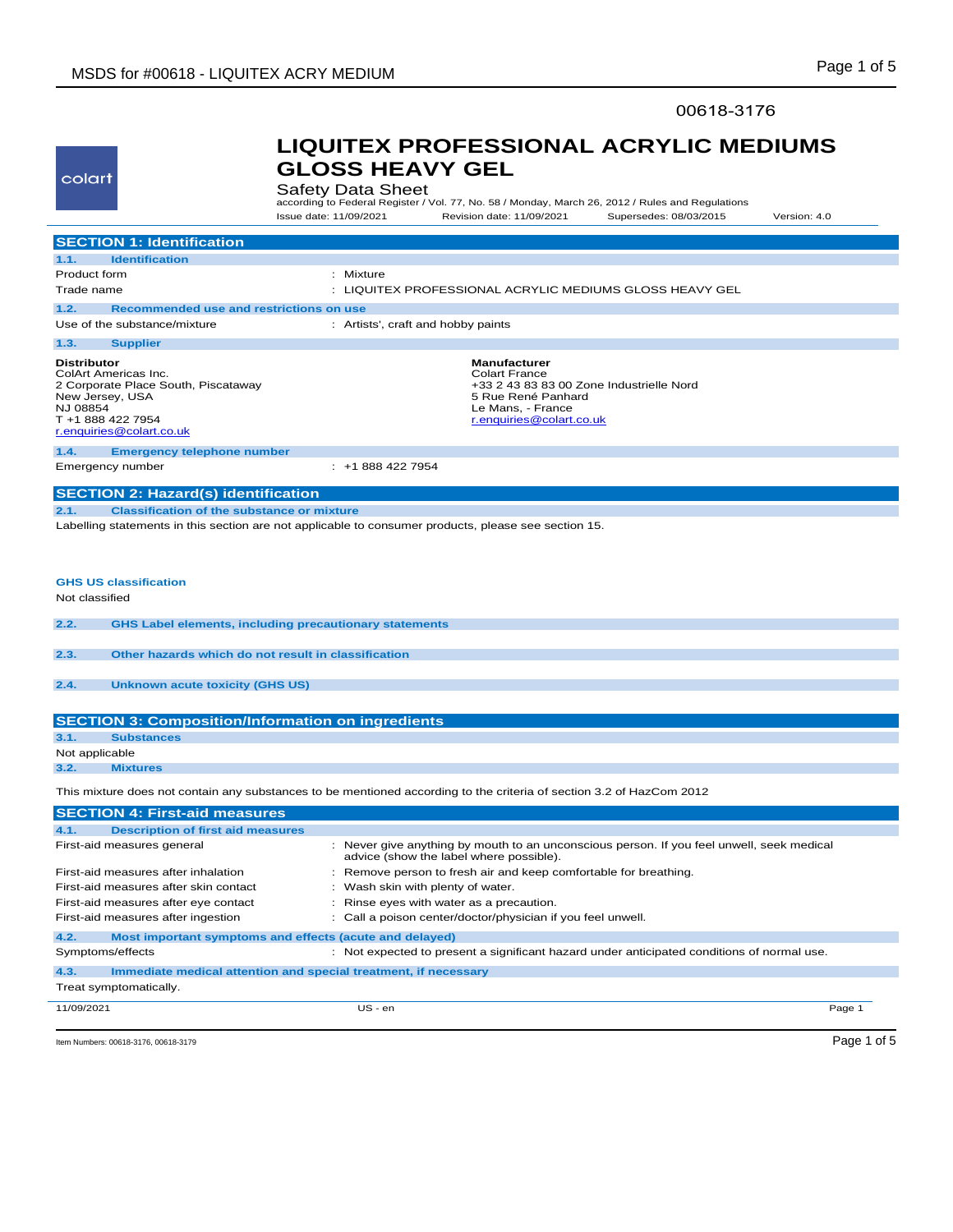00618-3176

# LIQUITEX PROFESSIONAL ACRYLIC MEDIUMS GLOSS HEAVY GEL

Safety Data Sheet

according to Federal Register / Vol. 77, No. 58 / Monday, March 26, 2012 / Rules and Regulations

Issue date: 11/09/2021 | Revision date: 11/09/2021 | Supersedes: 08/03/2015 | Version: 4.0

## SECTION 1: Identification

### 1.1. Identification

| | |
|---|---|
| Product form | : Mixture |
| Trade name | : LIQUITEX PROFESSIONAL ACRYLIC MEDIUMS GLOSS HEAVY GEL |

### 1.2. Recommended use and restrictions on use

| | |
|---|---|
| Use of the substance/mixture | : Artists', craft and hobby paints |

### 1.3. Supplier

**Distributor**
ColArt Americas Inc.
2 Corporate Place South, Piscataway
New Jersey, USA
NJ 08854
T +1 888 422 7954
r.enquiries@colart.co.uk

**Manufacturer**
Colart France
+33 2 43 83 83 00 Zone Industrielle Nord
5 Rue René Panhard
Le Mans, - France
r.enquiries@colart.co.uk

### 1.4. Emergency telephone number

| | |
|---|---|
| Emergency number | : +1 888 422 7954 |

## SECTION 2: Hazard(s) identification

### 2.1. Classification of the substance or mixture

Labelling statements in this section are not applicable to consumer products, please see section 15.

**GHS US classification**

Not classified

### 2.2. GHS Label elements, including precautionary statements

### 2.3. Other hazards which do not result in classification

### 2.4. Unknown acute toxicity (GHS US)

## SECTION 3: Composition/Information on ingredients

### 3.1. Substances

Not applicable

### 3.2. Mixtures

This mixture does not contain any substances to be mentioned according to the criteria of section 3.2 of HazCom 2012

## SECTION 4: First-aid measures

### 4.1. Description of first aid measures

| | |
|---|---|
| First-aid measures general | : Never give anything by mouth to an unconscious person. If you feel unwell, seek medical advice (show the label where possible). |
| First-aid measures after inhalation | : Remove person to fresh air and keep comfortable for breathing. |
| First-aid measures after skin contact | : Wash skin with plenty of water. |
| First-aid measures after eye contact | : Rinse eyes with water as a precaution. |
| First-aid measures after ingestion | : Call a poison center/doctor/physician if you feel unwell. |

### 4.2. Most important symptoms and effects (acute and delayed)

| | |
|---|---|
| Symptoms/effects | : Not expected to present a significant hazard under anticipated conditions of normal use. |

### 4.3. Immediate medical attention and special treatment, if necessary

Treat symptomatically.

Item Numbers: 00618-3176, 00618-3179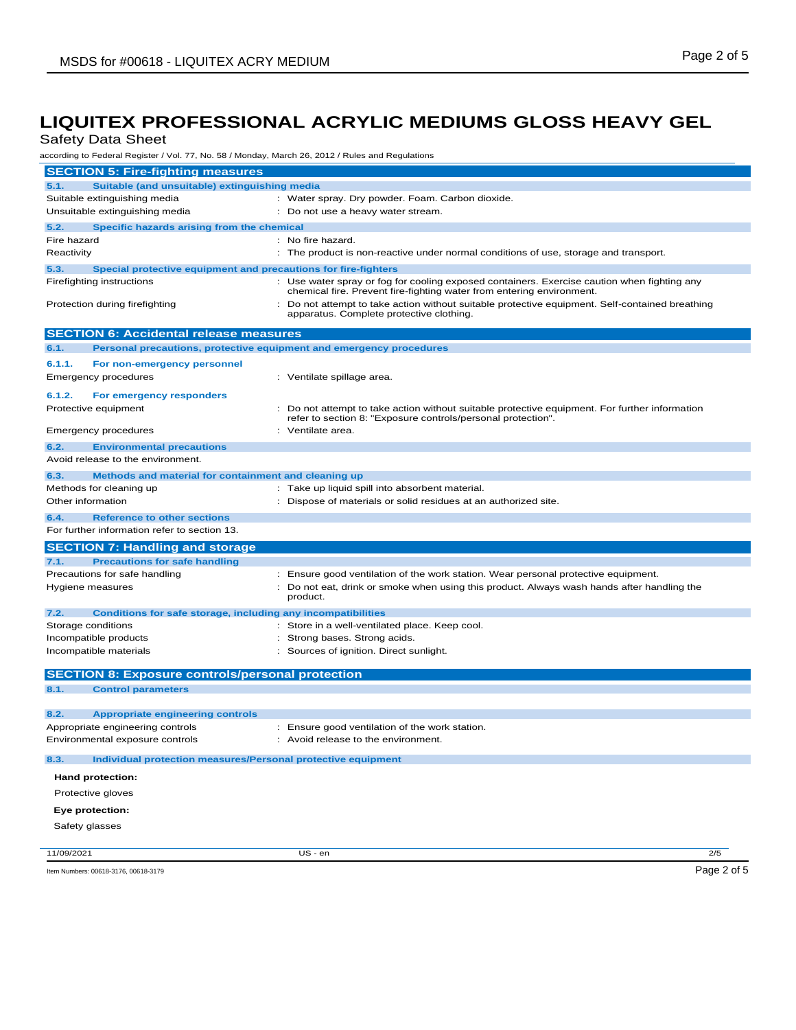# LIQUITEX PROFESSIONAL ACRYLIC MEDIUMS GLOSS HEAVY GEL

Safety Data Sheet

according to Federal Register / Vol. 77, No. 58 / Monday, March 26, 2012 / Rules and Regulations

## SECTION 5: Fire-fighting measures

### 5.1. Suitable (and unsuitable) extinguishing media

| | |
|---|---|
| Suitable extinguishing media | : Water spray. Dry powder. Foam. Carbon dioxide. |
| Unsuitable extinguishing media | : Do not use a heavy water stream. |

### 5.2. Specific hazards arising from the chemical

| | |
|---|---|
| Fire hazard | : No fire hazard. |
| Reactivity | : The product is non-reactive under normal conditions of use, storage and transport. |

### 5.3. Special protective equipment and precautions for fire-fighters

| | |
|---|---|
| Firefighting instructions | : Use water spray or fog for cooling exposed containers. Exercise caution when fighting any chemical fire. Prevent fire-fighting water from entering environment. |
| Protection during firefighting | : Do not attempt to take action without suitable protective equipment. Self-contained breathing apparatus. Complete protective clothing. |

## SECTION 6: Accidental release measures

### 6.1. Personal precautions, protective equipment and emergency procedures

#### 6.1.1. For non-emergency personnel

| | |
|---|---|
| Emergency procedures | : Ventilate spillage area. |

#### 6.1.2. For emergency responders

| | |
|---|---|
| Protective equipment | : Do not attempt to take action without suitable protective equipment. For further information refer to section 8: "Exposure controls/personal protection". |
| Emergency procedures | : Ventilate area. |

### 6.2. Environmental precautions

Avoid release to the environment.

### 6.3. Methods and material for containment and cleaning up

| | |
|---|---|
| Methods for cleaning up | : Take up liquid spill into absorbent material. |
| Other information | : Dispose of materials or solid residues at an authorized site. |

### 6.4. Reference to other sections

For further information refer to section 13.

## SECTION 7: Handling and storage

### 7.1. Precautions for safe handling

| | |
|---|---|
| Precautions for safe handling | : Ensure good ventilation of the work station. Wear personal protective equipment. |
| Hygiene measures | : Do not eat, drink or smoke when using this product. Always wash hands after handling the product. |

### 7.2. Conditions for safe storage, including any incompatibilities

| | |
|---|---|
| Storage conditions | : Store in a well-ventilated place. Keep cool. |
| Incompatible products | : Strong bases. Strong acids. |
| Incompatible materials | : Sources of ignition. Direct sunlight. |

## SECTION 8: Exposure controls/personal protection

### 8.1. Control parameters

### 8.2. Appropriate engineering controls

| | |
|---|---|
| Appropriate engineering controls | : Ensure good ventilation of the work station. |
| Environmental exposure controls | : Avoid release to the environment. |

### 8.3. Individual protection measures/Personal protective equipment

**Hand protection:**

Protective gloves

**Eye protection:**

Safety glasses

11/09/2021 US - en

Item Numbers: 00618-3176, 00618-3179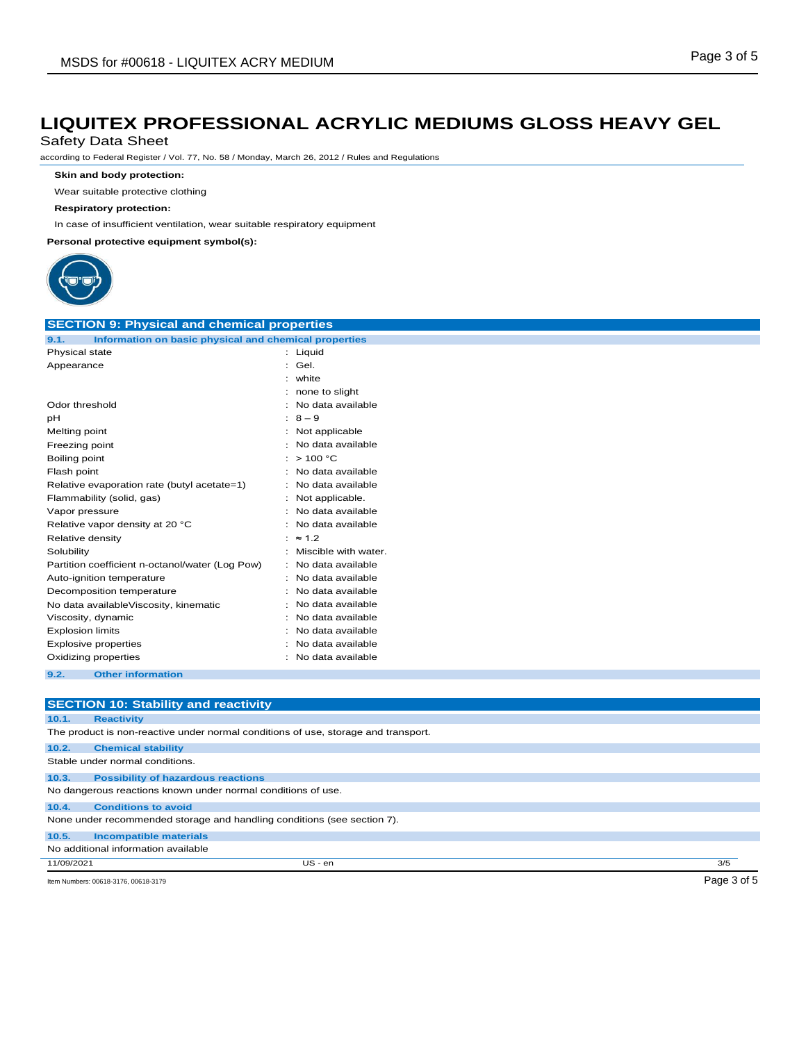**Skin and body protection:**

Wear suitable protective clothing

**Respiratory protection:**

In case of insufficient ventilation, wear suitable respiratory equipment

**Personal protective equipment symbol(s):**

## SECTION 9: Physical and chemical properties

### 9.1. Information on basic physical and chemical properties

| Property | Value |
|---|---|
| Physical state | : Liquid |
| Appearance | : Gel. |
| | : white |
| | : none to slight |
| Odor threshold | : No data available |
| pH | : 8 – 9 |
| Melting point | : Not applicable |
| Freezing point | : No data available |
| Boiling point | : > 100 °C |
| Flash point | : No data available |
| Relative evaporation rate (butyl acetate=1) | : No data available |
| Flammability (solid, gas) | : Not applicable. |
| Vapor pressure | : No data available |
| Relative vapor density at 20 °C | : No data available |
| Relative density | : ≈ 1.2 |
| Solubility | : Miscible with water. |
| Partition coefficient n-octanol/water (Log Pow) | : No data available |
| Auto-ignition temperature | : No data available |
| Decomposition temperature | : No data available |
| No data availableViscosity, kinematic | : No data available |
| Viscosity, dynamic | : No data available |
| Explosion limits | : No data available |
| Explosive properties | : No data available |
| Oxidizing properties | : No data available |

### 9.2. Other information

## SECTION 10: Stability and reactivity

### 10.1. Reactivity

The product is non-reactive under normal conditions of use, storage and transport.

### 10.2. Chemical stability

Stable under normal conditions.

### 10.3. Possibility of hazardous reactions

No dangerous reactions known under normal conditions of use.

### 10.4. Conditions to avoid

None under recommended storage and handling conditions (see section 7).

### 10.5. Incompatible materials

No additional information available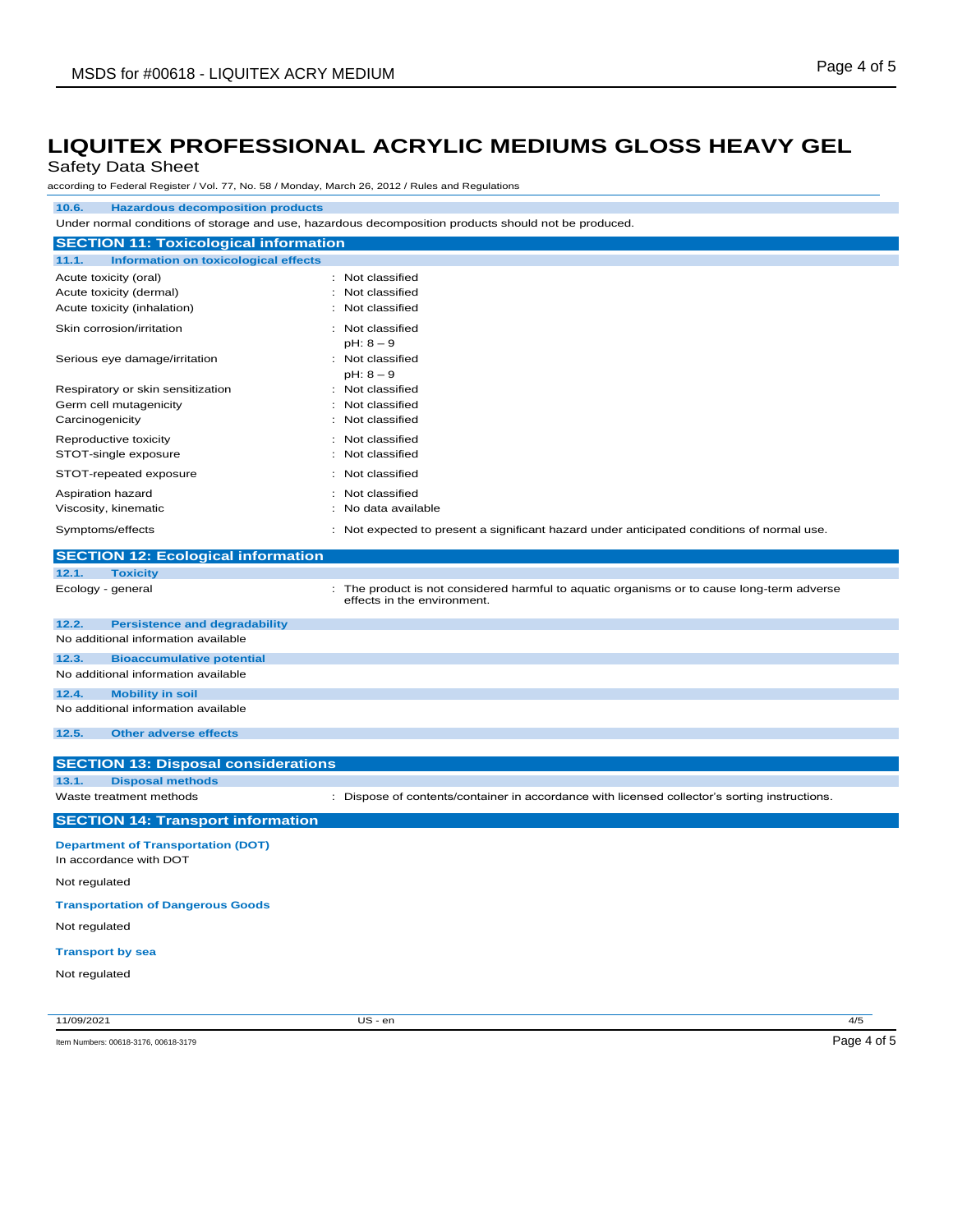# LIQUITEX PROFESSIONAL ACRYLIC MEDIUMS GLOSS HEAVY GEL

Safety Data Sheet

according to Federal Register / Vol. 77, No. 58 / Monday, March 26, 2012 / Rules and Regulations

### 10.6. Hazardous decomposition products

Under normal conditions of storage and use, hazardous decomposition products should not be produced.

## SECTION 11: Toxicological information

### 11.1. Information on toxicological effects

| | |
|---|---|
| Acute toxicity (oral) | : Not classified |
| Acute toxicity (dermal) | : Not classified |
| Acute toxicity (inhalation) | : Not classified |
| Skin corrosion/irritation | : Not classified<br>pH: 8 – 9 |
| Serious eye damage/irritation | : Not classified<br>pH: 8 – 9 |
| Respiratory or skin sensitization | : Not classified |
| Germ cell mutagenicity | : Not classified |
| Carcinogenicity | : Not classified |
| Reproductive toxicity | : Not classified |
| STOT-single exposure | : Not classified |
| STOT-repeated exposure | : Not classified |
| Aspiration hazard | : Not classified |
| Viscosity, kinematic | : No data available |
| Symptoms/effects | : Not expected to present a significant hazard under anticipated conditions of normal use. |

## SECTION 12: Ecological information

### 12.1. Toxicity

Ecology - general : The product is not considered harmful to aquatic organisms or to cause long-term adverse effects in the environment.

### 12.2. Persistence and degradability

No additional information available

### 12.3. Bioaccumulative potential

No additional information available

### 12.4. Mobility in soil

No additional information available

### 12.5. Other adverse effects

## SECTION 13: Disposal considerations

### 13.1. Disposal methods

Waste treatment methods : Dispose of contents/container in accordance with licensed collector's sorting instructions.

## SECTION 14: Transport information

**Department of Transportation (DOT)**

In accordance with DOT

Not regulated

**Transportation of Dangerous Goods**

Not regulated

**Transport by sea**

Not regulated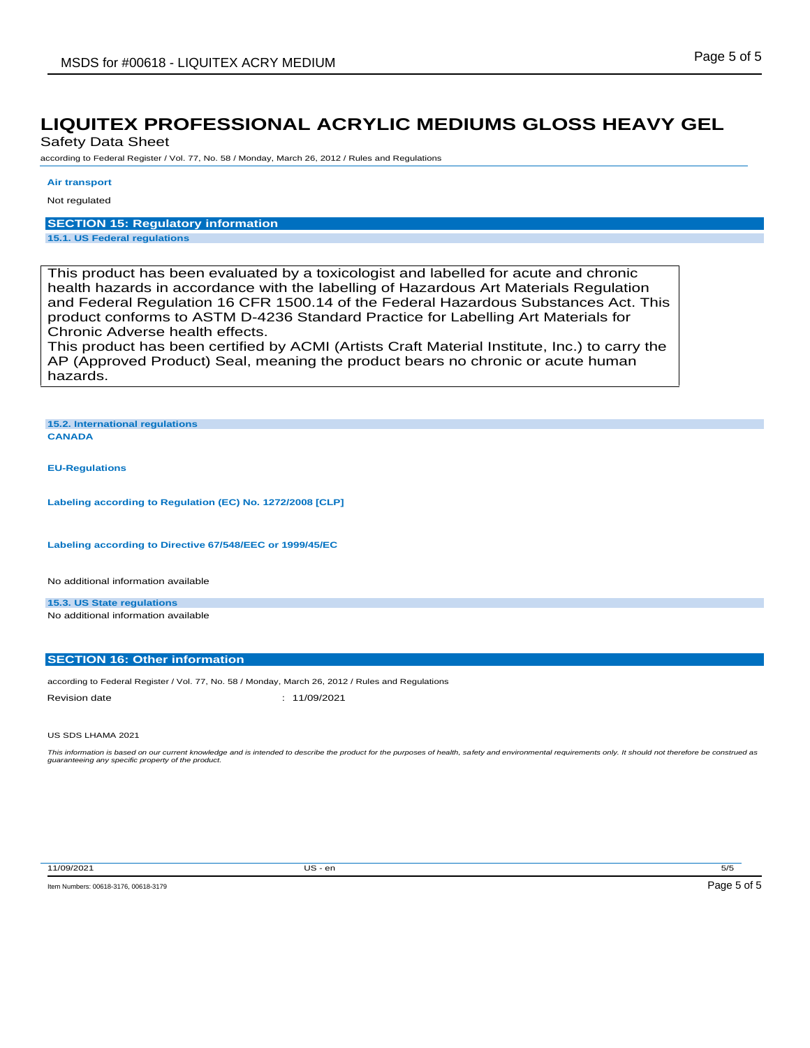**Air transport**

Not regulated

## SECTION 15: Regulatory information

### 15.1. US Federal regulations

This product has been evaluated by a toxicologist and labelled for acute and chronic health hazards in accordance with the labelling of Hazardous Art Materials Regulation and Federal Regulation 16 CFR 1500.14 of the Federal Hazardous Substances Act. This product conforms to ASTM D-4236 Standard Practice for Labelling Art Materials for Chronic Adverse health effects.
This product has been certified by ACMI (Artists Craft Material Institute, Inc.) to carry the AP (Approved Product) Seal, meaning the product bears no chronic or acute human hazards.

### 15.2. International regulations

**CANADA**

**EU-Regulations**

**Labeling according to Regulation (EC) No. 1272/2008 [CLP]**

**Labeling according to Directive 67/548/EEC or 1999/45/EC**

No additional information available

### 15.3. US State regulations

No additional information available

## SECTION 16: Other information

according to Federal Register / Vol. 77, No. 58 / Monday, March 26, 2012 / Rules and Regulations

Revision date : 11/09/2021

US SDS LHAMA 2021

*This information is based on our current knowledge and is intended to describe the product for the purposes of health, safety and environmental requirements only. It should not therefore be construed as guaranteeing any specific property of the product.*

Item Numbers: 00618-3176, 00618-3179